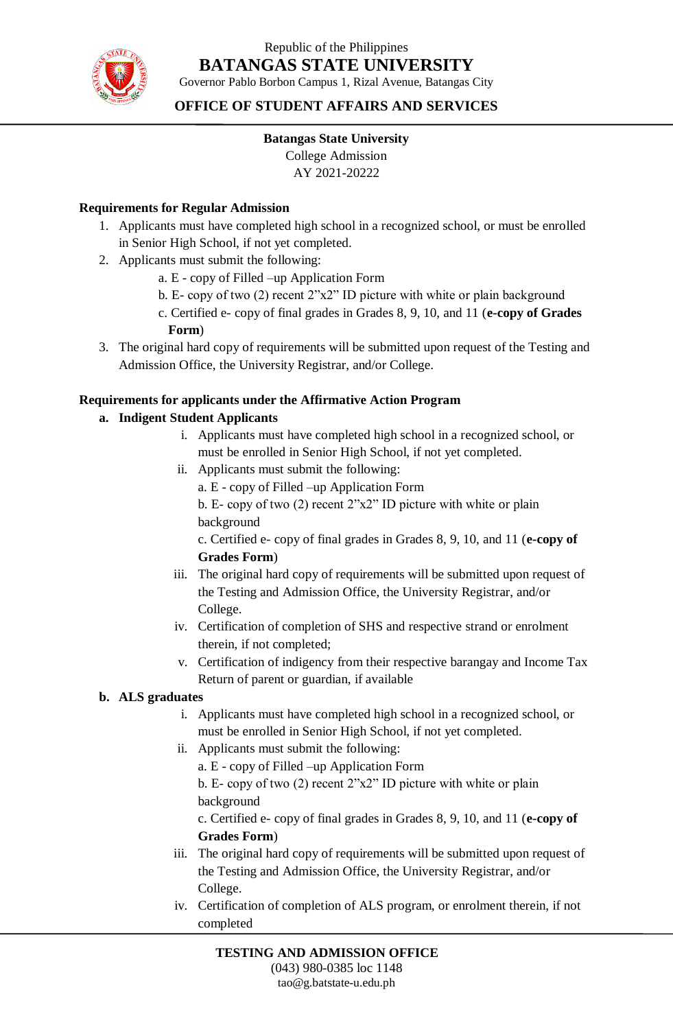Republic of the Philippines

# BATANGAS STATE UNIVERSITY

Governor Pablo Borbon Campus 1, Rizal Avenue, Batangas City

## OFFICE OF STUDENT AFFAIRS AND SERVICES

**Batangas State University**

College Admission

AY 2021-20222

### Requirements for Regular Admission

1. Applicants must have completed high school in a recognized school, or must be enrolled in Senior High School, if not yet completed.
2. Applicants must submit the following:
   a. E - copy of Filled –up Application Form
   b. E- copy of two (2) recent 2"x2" ID picture with white or plain background
   c. Certified e- copy of final grades in Grades 8, 9, 10, and 11 (**e-copy of Grades Form**)
3. The original hard copy of requirements will be submitted upon request of the Testing and Admission Office, the University Registrar, and/or College.

### Requirements for applicants under the Affirmative Action Program

**a. Indigent Student Applicants**

i. Applicants must have completed high school in a recognized school, or must be enrolled in Senior High School, if not yet completed.

ii. Applicants must submit the following:
   a. E - copy of Filled –up Application Form
   b. E- copy of two (2) recent 2"x2" ID picture with white or plain background
   c. Certified e- copy of final grades in Grades 8, 9, 10, and 11 (**e-copy of Grades Form**)

iii. The original hard copy of requirements will be submitted upon request of the Testing and Admission Office, the University Registrar, and/or College.

iv. Certification of completion of SHS and respective strand or enrolment therein, if not completed;

v. Certification of indigency from their respective barangay and Income Tax Return of parent or guardian, if available

**b. ALS graduates**

i. Applicants must have completed high school in a recognized school, or must be enrolled in Senior High School, if not yet completed.

ii. Applicants must submit the following:
   a. E - copy of Filled –up Application Form
   b. E- copy of two (2) recent 2"x2" ID picture with white or plain background
   c. Certified e- copy of final grades in Grades 8, 9, 10, and 11 (**e-copy of Grades Form**)

iii. The original hard copy of requirements will be submitted upon request of the Testing and Admission Office, the University Registrar, and/or College.

iv. Certification of completion of ALS program, or enrolment therein, if not completed

**TESTING AND ADMISSION OFFICE**

(043) 980-0385 loc 1148

tao@g.batstate-u.edu.ph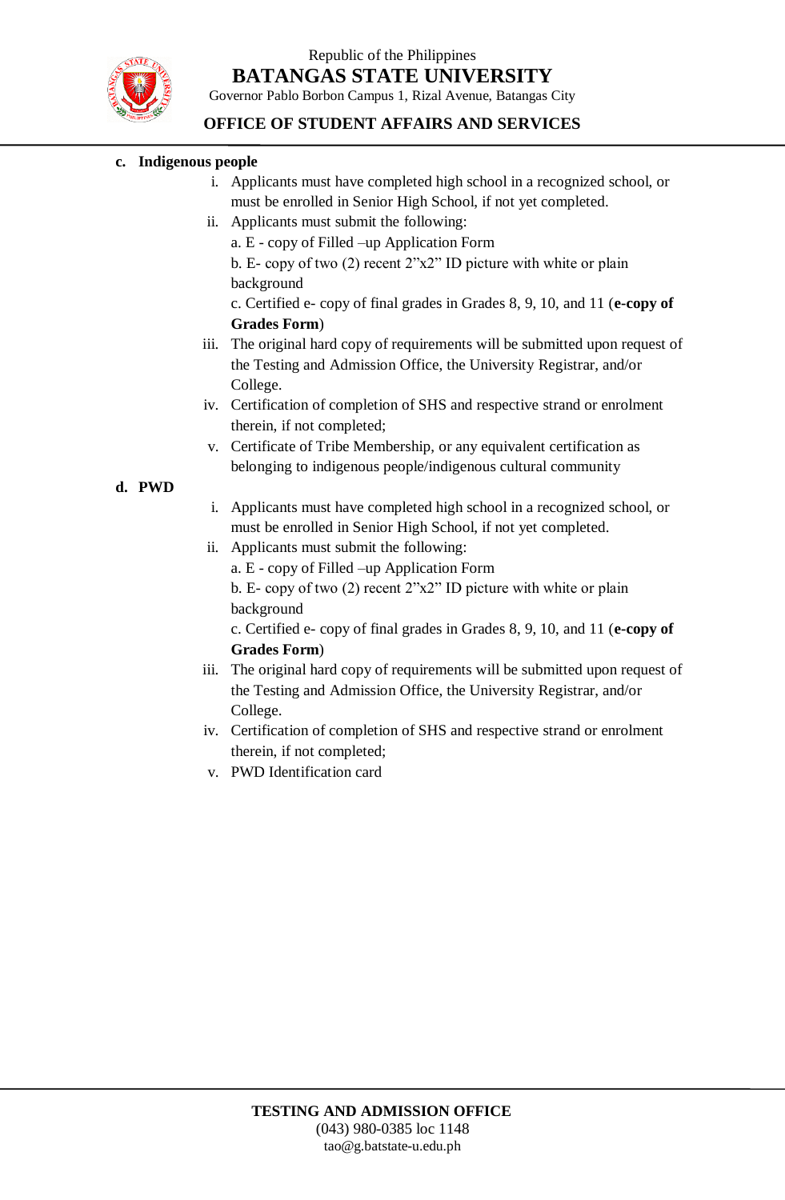**c. Indigenous people**

i. Applicants must have completed high school in a recognized school, or must be enrolled in Senior High School, if not yet completed.

ii. Applicants must submit the following:

a. E - copy of Filled –up Application Form

b. E- copy of two (2) recent 2"x2" ID picture with white or plain background

c. Certified e- copy of final grades in Grades 8, 9, 10, and 11 (**e-copy of Grades Form**)

iii. The original hard copy of requirements will be submitted upon request of the Testing and Admission Office, the University Registrar, and/or College.

iv. Certification of completion of SHS and respective strand or enrolment therein, if not completed;

v. Certificate of Tribe Membership, or any equivalent certification as belonging to indigenous people/indigenous cultural community

**d. PWD**

i. Applicants must have completed high school in a recognized school, or must be enrolled in Senior High School, if not yet completed.

ii. Applicants must submit the following:

a. E - copy of Filled –up Application Form

b. E- copy of two (2) recent 2"x2" ID picture with white or plain background

c. Certified e- copy of final grades in Grades 8, 9, 10, and 11 (**e-copy of Grades Form**)

iii. The original hard copy of requirements will be submitted upon request of the Testing and Admission Office, the University Registrar, and/or College.

iv. Certification of completion of SHS and respective strand or enrolment therein, if not completed;

v. PWD Identification card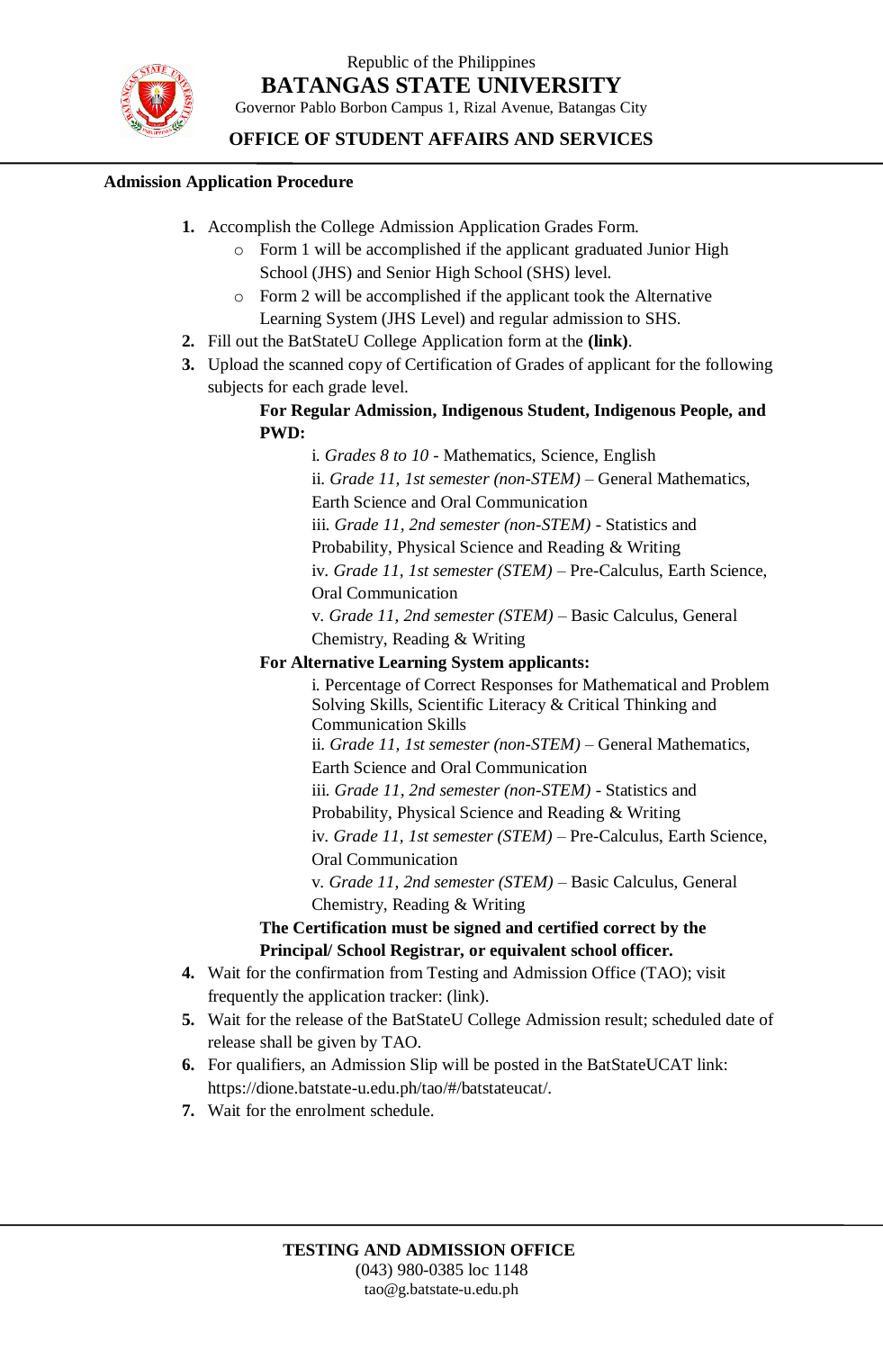Republic of the Philippines

**BATANGAS STATE UNIVERSITY**

Governor Pablo Borbon Campus 1, Rizal Avenue, Batangas City

**OFFICE OF STUDENT AFFAIRS AND SERVICES**

**Admission Application Procedure**

1. Accomplish the College Admission Application Grades Form.
   - Form 1 will be accomplished if the applicant graduated Junior High School (JHS) and Senior High School (SHS) level.
   - Form 2 will be accomplished if the applicant took the Alternative Learning System (JHS Level) and regular admission to SHS.
2. Fill out the BatStateU College Application form at the **(link)**.
3. Upload the scanned copy of Certification of Grades of applicant for the following subjects for each grade level.

   **For Regular Admission, Indigenous Student, Indigenous People, and PWD:**

   i. *Grades 8 to 10* - Mathematics, Science, English
   ii. *Grade 11, 1st semester (non-STEM)* – General Mathematics, Earth Science and Oral Communication
   iii. *Grade 11, 2nd semester (non-STEM)* - Statistics and Probability, Physical Science and Reading & Writing
   iv. *Grade 11, 1st semester (STEM)* – Pre-Calculus, Earth Science, Oral Communication
   v. *Grade 11, 2nd semester (STEM)* – Basic Calculus, General Chemistry, Reading & Writing

   **For Alternative Learning System applicants:**

   i. Percentage of Correct Responses for Mathematical and Problem Solving Skills, Scientific Literacy & Critical Thinking and Communication Skills
   ii. *Grade 11, 1st semester (non-STEM)* – General Mathematics, Earth Science and Oral Communication
   iii. *Grade 11, 2nd semester (non-STEM)* - Statistics and Probability, Physical Science and Reading & Writing
   iv. *Grade 11, 1st semester (STEM)* – Pre-Calculus, Earth Science, Oral Communication
   v. *Grade 11, 2nd semester (STEM)* – Basic Calculus, General Chemistry, Reading & Writing

   **The Certification must be signed and certified correct by the Principal/ School Registrar, or equivalent school officer.**
4. Wait for the confirmation from Testing and Admission Office (TAO); visit frequently the application tracker: (link).
5. Wait for the release of the BatStateU College Admission result; scheduled date of release shall be given by TAO.
6. For qualifiers, an Admission Slip will be posted in the BatStateUCAT link: https://dione.batstate-u.edu.ph/tao/#/batstateucat/.
7. Wait for the enrolment schedule.

**TESTING AND ADMISSION OFFICE**

(043) 980-0385 loc 1148

tao@g.batstate-u.edu.ph